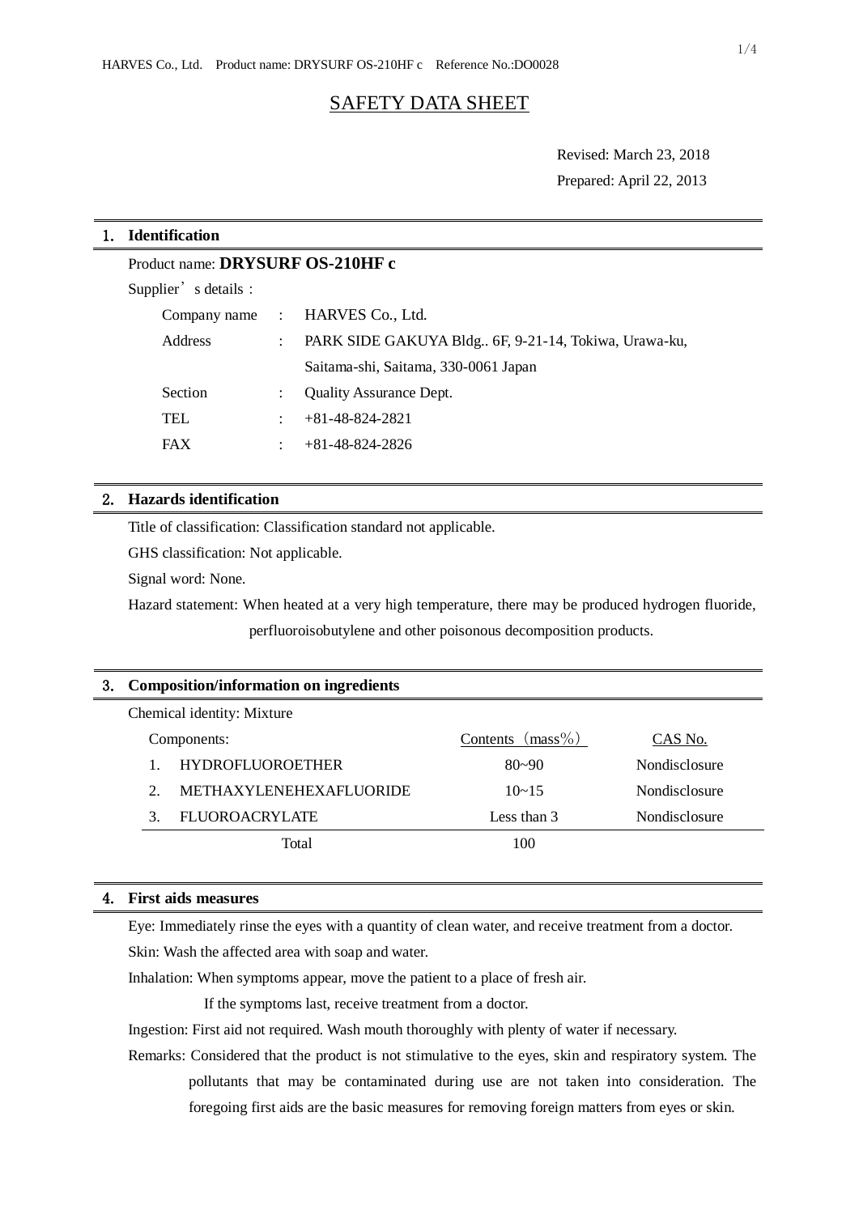# SAFETY DATA SHEET

Revised: March 23, 2018

Prepared: April 22, 2013

## 1. Identification

Product name: **DRYSURF OS-210HF c**

Supplier's details :

| | | |
|---|---|---|
| Company name | : | HARVES Co., Ltd. |
| Address | : | PARK SIDE GAKUYA Bldg.. 6F, 9-21-14, Tokiwa, Urawa-ku, Saitama-shi, Saitama, 330-0061 Japan |
| Section | : | Quality Assurance Dept. |
| TEL | : | +81-48-824-2821 |
| FAX | : | +81-48-824-2826 |

## 2. Hazards identification

Title of classification: Classification standard not applicable.

GHS classification: Not applicable.

Signal word: None.

Hazard statement: When heated at a very high temperature, there may be produced hydrogen fluoride, perfluoroisobutylene and other poisonous decomposition products.

## 3. Composition/information on ingredients

Chemical identity: Mixture

| Components: | | Contents（mass%） | CAS No. |
|---|---|---|---|
| 1. | HYDROFLUOROETHER | 80~90 | Nondisclosure |
| 2. | METHAXYLENEHEXAFLUORIDE | 10~15 | Nondisclosure |
| 3. | FLUOROACRYLATE | Less than 3 | Nondisclosure |
| | Total | 100 | |

## 4. First aids measures

Eye: Immediately rinse the eyes with a quantity of clean water, and receive treatment from a doctor.

Skin: Wash the affected area with soap and water.

Inhalation: When symptoms appear, move the patient to a place of fresh air.

If the symptoms last, receive treatment from a doctor.

Ingestion: First aid not required. Wash mouth thoroughly with plenty of water if necessary.

Remarks: Considered that the product is not stimulative to the eyes, skin and respiratory system. The pollutants that may be contaminated during use are not taken into consideration. The foregoing first aids are the basic measures for removing foreign matters from eyes or skin.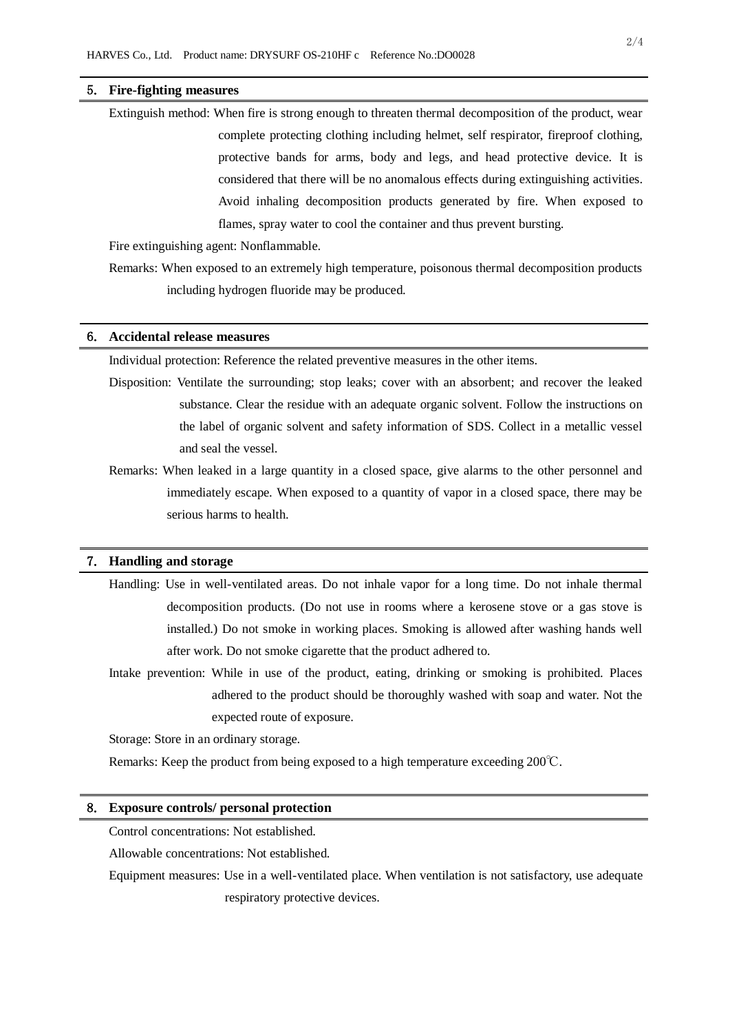## 5. Fire-fighting measures

Extinguish method: When fire is strong enough to threaten thermal decomposition of the product, wear complete protecting clothing including helmet, self respirator, fireproof clothing, protective bands for arms, body and legs, and head protective device. It is considered that there will be no anomalous effects during extinguishing activities. Avoid inhaling decomposition products generated by fire. When exposed to flames, spray water to cool the container and thus prevent bursting.

Fire extinguishing agent: Nonflammable.

Remarks: When exposed to an extremely high temperature, poisonous thermal decomposition products including hydrogen fluoride may be produced.

## 6. Accidental release measures

Individual protection: Reference the related preventive measures in the other items.

Disposition: Ventilate the surrounding; stop leaks; cover with an absorbent; and recover the leaked substance. Clear the residue with an adequate organic solvent. Follow the instructions on the label of organic solvent and safety information of SDS. Collect in a metallic vessel and seal the vessel.

Remarks: When leaked in a large quantity in a closed space, give alarms to the other personnel and immediately escape. When exposed to a quantity of vapor in a closed space, there may be serious harms to health.

## 7. Handling and storage

Handling: Use in well-ventilated areas. Do not inhale vapor for a long time. Do not inhale thermal decomposition products. (Do not use in rooms where a kerosene stove or a gas stove is installed.) Do not smoke in working places. Smoking is allowed after washing hands well after work. Do not smoke cigarette that the product adhered to.

Intake prevention: While in use of the product, eating, drinking or smoking is prohibited. Places adhered to the product should be thoroughly washed with soap and water. Not the expected route of exposure.

Storage: Store in an ordinary storage.

Remarks: Keep the product from being exposed to a high temperature exceeding 200℃.

## 8. Exposure controls/ personal protection

Control concentrations: Not established.

Allowable concentrations: Not established.

Equipment measures: Use in a well-ventilated place. When ventilation is not satisfactory, use adequate respiratory protective devices.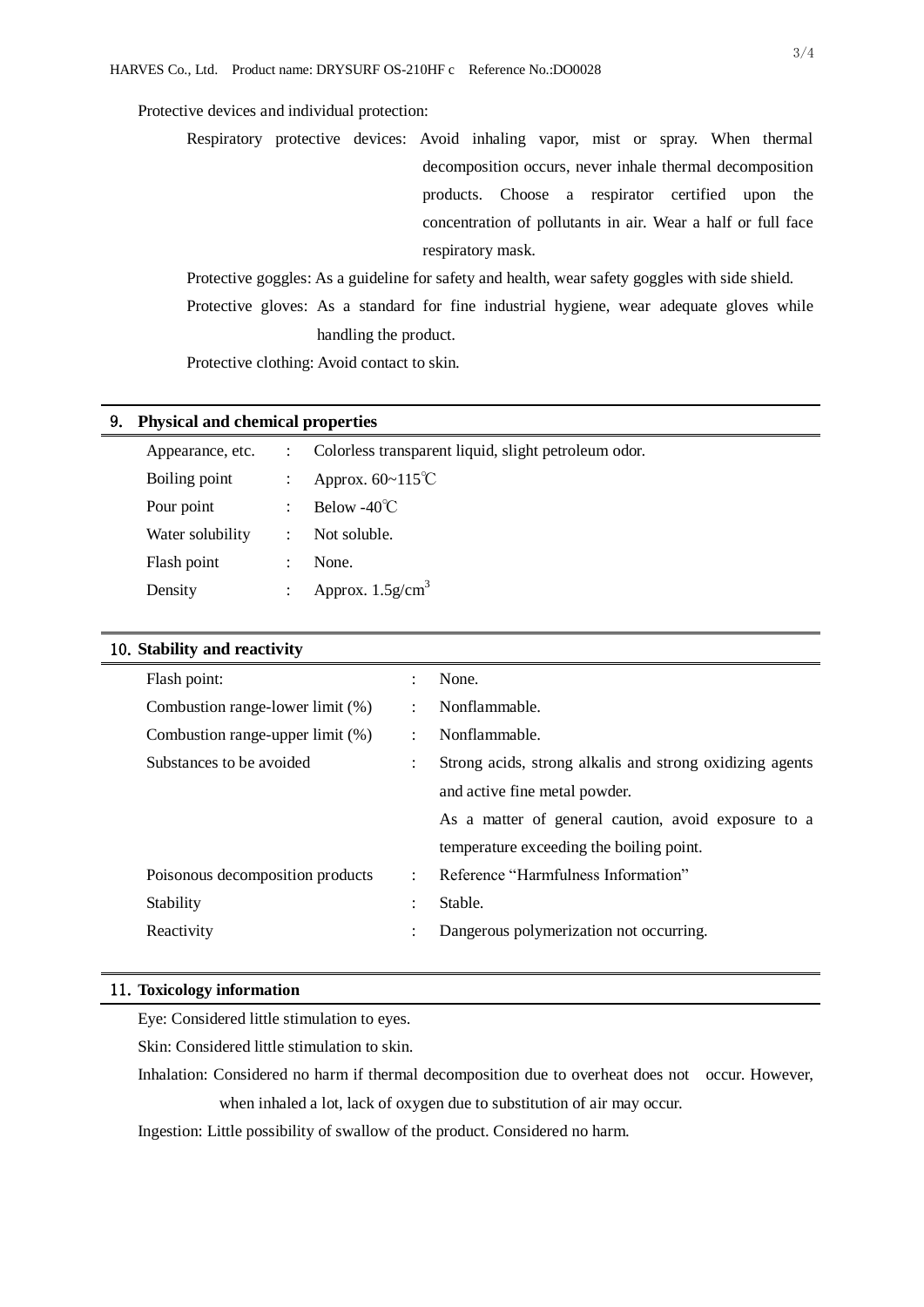Protective devices and individual protection:

Respiratory protective devices: Avoid inhaling vapor, mist or spray. When thermal decomposition occurs, never inhale thermal decomposition products. Choose a respirator certified upon the concentration of pollutants in air. Wear a half or full face respiratory mask.

Protective goggles: As a guideline for safety and health, wear safety goggles with side shield.

Protective gloves: As a standard for fine industrial hygiene, wear adequate gloves while handling the product.

Protective clothing: Avoid contact to skin.

## 9. Physical and chemical properties

| | | |
|---|---|---|
| Appearance, etc. | : | Colorless transparent liquid, slight petroleum odor. |
| Boiling point | : | Approx. 60~115℃ |
| Pour point | : | Below -40℃ |
| Water solubility | : | Not soluble. |
| Flash point | : | None. |
| Density | : | Approx. 1.5g/cm$^3$ |

## 10. Stability and reactivity

| | | |
|---|---|---|
| Flash point: | : | None. |
| Combustion range-lower limit (%) | : | Nonflammable. |
| Combustion range-upper limit (%) | : | Nonflammable. |
| Substances to be avoided | : | Strong acids, strong alkalis and strong oxidizing agents and active fine metal powder. As a matter of general caution, avoid exposure to a temperature exceeding the boiling point. |
| Poisonous decomposition products | : | Reference "Harmfulness Information" |
| Stability | : | Stable. |
| Reactivity | : | Dangerous polymerization not occurring. |

## 11. Toxicology information

Eye: Considered little stimulation to eyes.

Skin: Considered little stimulation to skin.

Inhalation: Considered no harm if thermal decomposition due to overheat does not occur. However, when inhaled a lot, lack of oxygen due to substitution of air may occur.

Ingestion: Little possibility of swallow of the product. Considered no harm.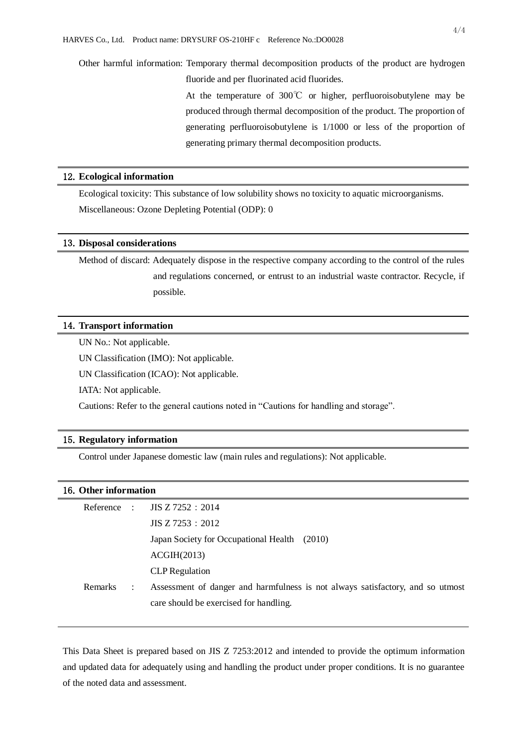Other harmful information: Temporary thermal decomposition products of the product are hydrogen fluoride and per fluorinated acid fluorides.

At the temperature of 300℃ or higher, perfluoroisobutylene may be produced through thermal decomposition of the product. The proportion of generating perfluoroisobutylene is 1/1000 or less of the proportion of generating primary thermal decomposition products.

## 12. Ecological information

Ecological toxicity: This substance of low solubility shows no toxicity to aquatic microorganisms.

Miscellaneous: Ozone Depleting Potential (ODP): 0

## 13. Disposal considerations

Method of discard: Adequately dispose in the respective company according to the control of the rules and regulations concerned, or entrust to an industrial waste contractor. Recycle, if possible.

## 14. Transport information

UN No.: Not applicable.

UN Classification (IMO): Not applicable.

UN Classification (ICAO): Not applicable.

IATA: Not applicable.

Cautions: Refer to the general cautions noted in "Cautions for handling and storage".

## 15. Regulatory information

Control under Japanese domestic law (main rules and regulations): Not applicable.

## 16. Other information

Reference : JIS Z 7252：2014

JIS Z 7253：2012

Japan Society for Occupational Health (2010)

ACGIH(2013)

CLP Regulation

Remarks : Assessment of danger and harmfulness is not always satisfactory, and so utmost care should be exercised for handling.

This Data Sheet is prepared based on JIS Z 7253:2012 and intended to provide the optimum information and updated data for adequately using and handling the product under proper conditions. It is no guarantee of the noted data and assessment.